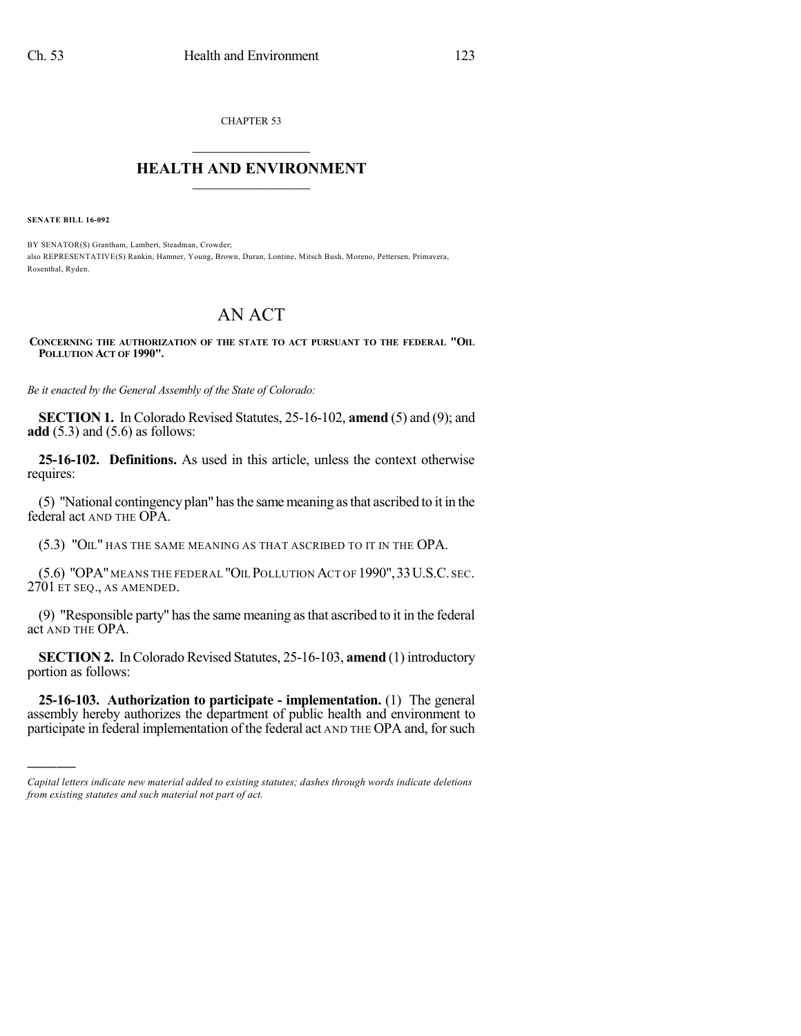CHAPTER 53

# HEALTH AND ENVIRONMENT

**SENATE BILL 16-092**

BY SENATOR(S) Grantham, Lambert, Steadman, Crowder;
also REPRESENTATIVE(S) Rankin, Hamner, Young, Brown, Duran, Lontine, Mitsch Bush, Moreno, Pettersen, Primavera, Rosenthal, Ryden.

# AN ACT

**CONCERNING THE AUTHORIZATION OF THE STATE TO ACT PURSUANT TO THE FEDERAL "OIL POLLUTION ACT OF 1990".**

*Be it enacted by the General Assembly of the State of Colorado:*

**SECTION 1.** In Colorado Revised Statutes, 25-16-102, **amend** (5) and (9); and **add** (5.3) and (5.6) as follows:

**25-16-102. Definitions.** As used in this article, unless the context otherwise requires:

(5) "National contingency plan" has the same meaning as that ascribed to it in the federal act AND THE OPA.

(5.3) "OIL" HAS THE SAME MEANING AS THAT ASCRIBED TO IT IN THE OPA.

(5.6) "OPA" MEANS THE FEDERAL "OIL POLLUTION ACT OF 1990", 33 U.S.C. SEC. 2701 ET SEQ., AS AMENDED.

(9) "Responsible party" has the same meaning as that ascribed to it in the federal act AND THE OPA.

**SECTION 2.** In Colorado Revised Statutes, 25-16-103, **amend** (1) introductory portion as follows:

**25-16-103. Authorization to participate - implementation.** (1) The general assembly hereby authorizes the department of public health and environment to participate in federal implementation of the federal act AND THE OPA and, for such

---

*Capital letters indicate new material added to existing statutes; dashes through words indicate deletions from existing statutes and such material not part of act.*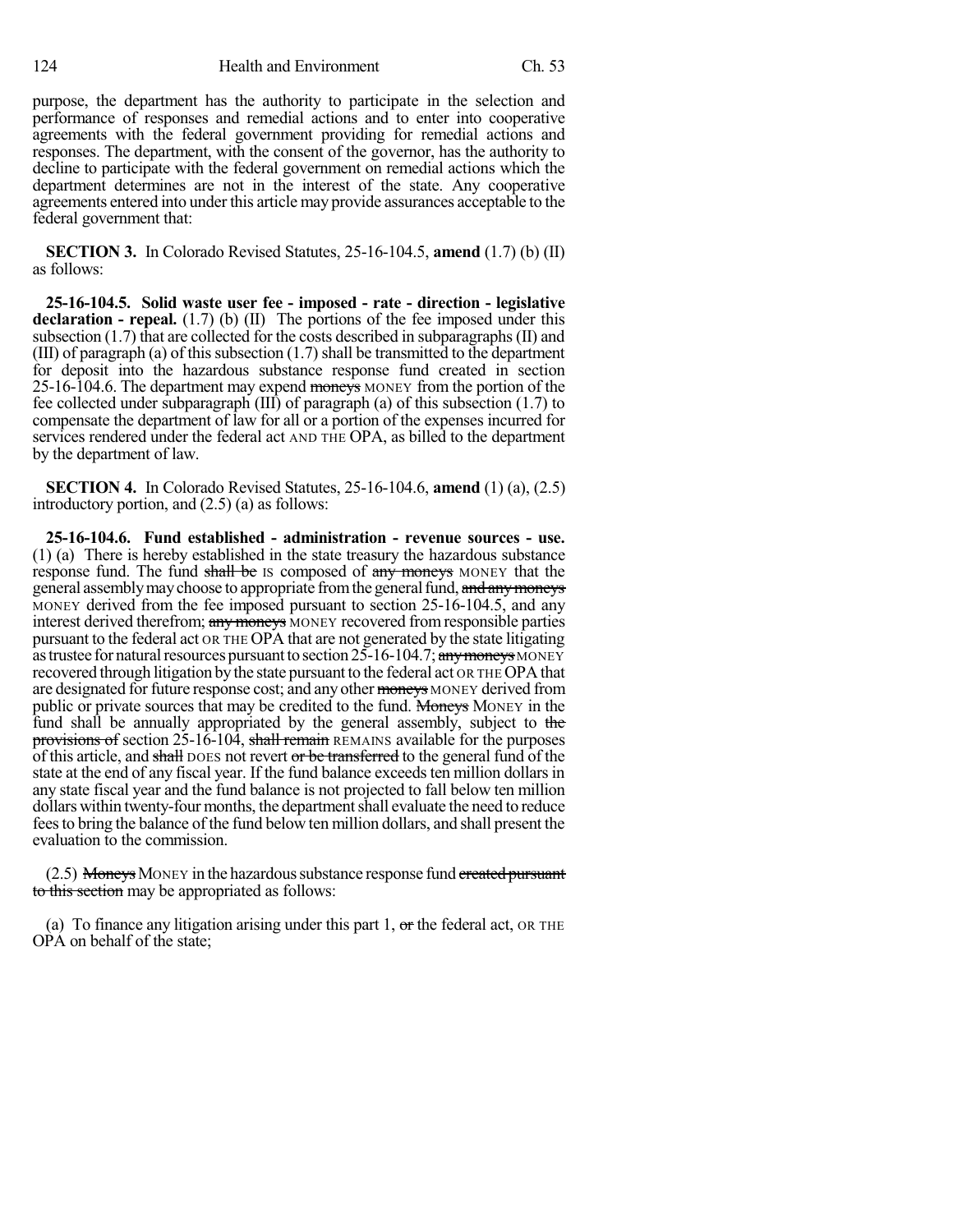purpose, the department has the authority to participate in the selection and performance of responses and remedial actions and to enter into cooperative agreements with the federal government providing for remedial actions and responses. The department, with the consent of the governor, has the authority to decline to participate with the federal government on remedial actions which the department determines are not in the interest of the state. Any cooperative agreements entered into under this article may provide assurances acceptable to the federal government that:

**SECTION 3.** In Colorado Revised Statutes, 25-16-104.5, **amend** (1.7) (b) (II) as follows:

**25-16-104.5. Solid waste user fee - imposed - rate - direction - legislative declaration - repeal.** (1.7) (b) (II) The portions of the fee imposed under this subsection (1.7) that are collected for the costs described in subparagraphs (II) and (III) of paragraph (a) of this subsection (1.7) shall be transmitted to the department for deposit into the hazardous substance response fund created in section 25-16-104.6. The department may expend ~~moneys~~ MONEY from the portion of the fee collected under subparagraph (III) of paragraph (a) of this subsection (1.7) to compensate the department of law for all or a portion of the expenses incurred for services rendered under the federal act AND THE OPA, as billed to the department by the department of law.

**SECTION 4.** In Colorado Revised Statutes, 25-16-104.6, **amend** (1) (a), (2.5) introductory portion, and (2.5) (a) as follows:

**25-16-104.6. Fund established - administration - revenue sources - use.** (1) (a) There is hereby established in the state treasury the hazardous substance response fund. The fund ~~shall be~~ IS composed of ~~any moneys~~ MONEY that the general assembly may choose to appropriate from the general fund, ~~and any moneys~~ MONEY derived from the fee imposed pursuant to section 25-16-104.5, and any interest derived therefrom; ~~any moneys~~ MONEY recovered from responsible parties pursuant to the federal act OR THE OPA that are not generated by the state litigating as trustee for natural resources pursuant to section 25-16-104.7; ~~any moneys~~ MONEY recovered through litigation by the state pursuant to the federal act OR THE OPA that are designated for future response cost; and any other ~~moneys~~ MONEY derived from public or private sources that may be credited to the fund. ~~Moneys~~ MONEY in the fund shall be annually appropriated by the general assembly, subject to ~~the provisions of~~ section 25-16-104, ~~shall remain~~ REMAINS available for the purposes of this article, and ~~shall~~ DOES not revert ~~or be transferred~~ to the general fund of the state at the end of any fiscal year. If the fund balance exceeds ten million dollars in any state fiscal year and the fund balance is not projected to fall below ten million dollars within twenty-four months, the department shall evaluate the need to reduce fees to bring the balance of the fund below ten million dollars, and shall present the evaluation to the commission.

(2.5) ~~Moneys~~ MONEY in the hazardous substance response fund ~~created pursuant to this section~~ may be appropriated as follows:

(a) To finance any litigation arising under this part 1, ~~or~~ the federal act, OR THE OPA on behalf of the state;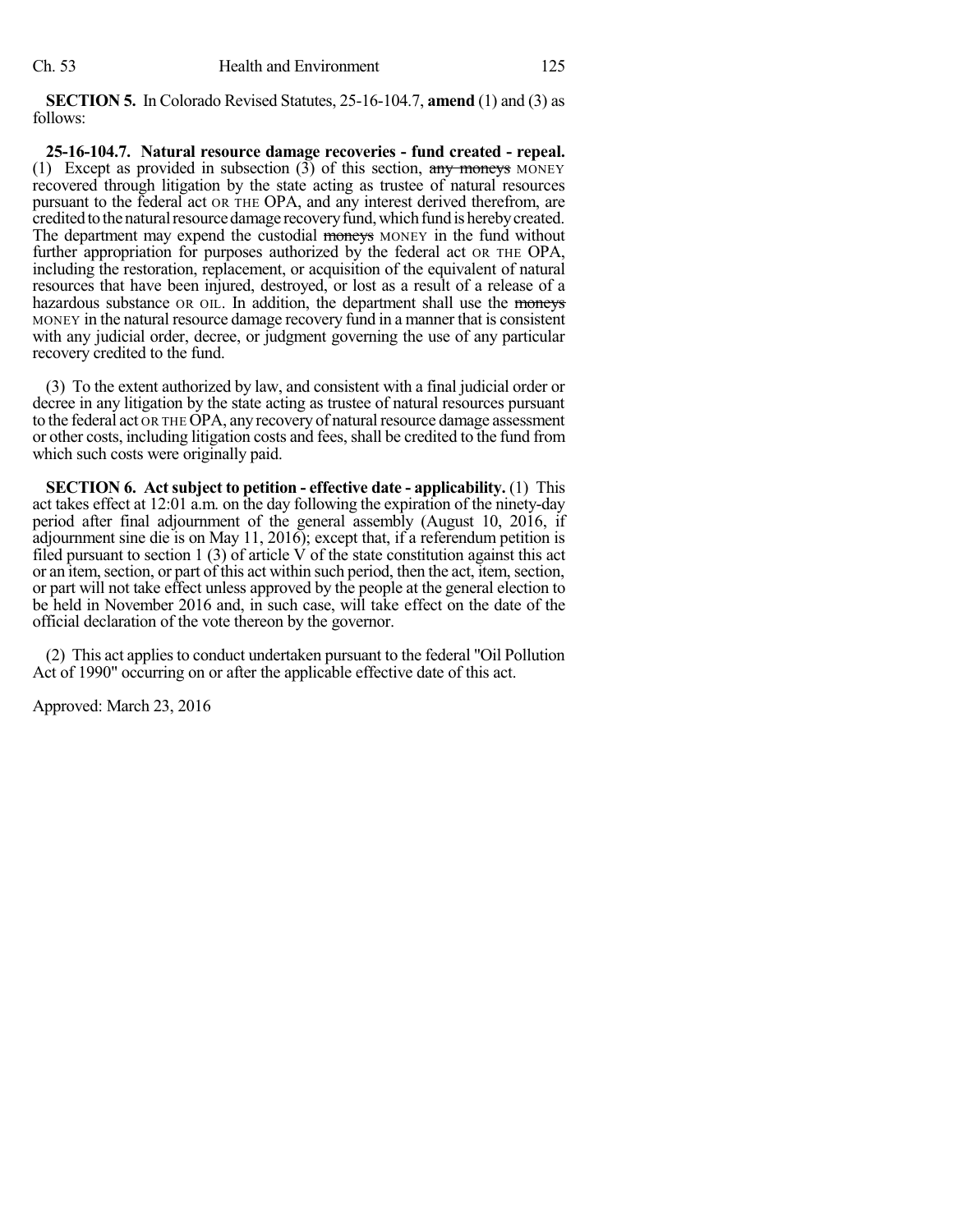**SECTION 5.** In Colorado Revised Statutes, 25-16-104.7, **amend** (1) and (3) as follows:

**25-16-104.7. Natural resource damage recoveries - fund created - repeal.** (1) Except as provided in subsection (3) of this section, ~~any moneys~~ MONEY recovered through litigation by the state acting as trustee of natural resources pursuant to the federal act OR THE OPA, and any interest derived therefrom, are credited to the natural resource damage recovery fund, which fund is hereby created. The department may expend the custodial ~~moneys~~ MONEY in the fund without further appropriation for purposes authorized by the federal act OR THE OPA, including the restoration, replacement, or acquisition of the equivalent of natural resources that have been injured, destroyed, or lost as a result of a release of a hazardous substance OR OIL. In addition, the department shall use the ~~moneys~~ MONEY in the natural resource damage recovery fund in a manner that is consistent with any judicial order, decree, or judgment governing the use of any particular recovery credited to the fund.

(3) To the extent authorized by law, and consistent with a final judicial order or decree in any litigation by the state acting as trustee of natural resources pursuant to the federal act OR THE OPA, any recovery of natural resource damage assessment or other costs, including litigation costs and fees, shall be credited to the fund from which such costs were originally paid.

**SECTION 6. Act subject to petition - effective date - applicability.** (1) This act takes effect at 12:01 a.m. on the day following the expiration of the ninety-day period after final adjournment of the general assembly (August 10, 2016, if adjournment sine die is on May 11, 2016); except that, if a referendum petition is filed pursuant to section 1 (3) of article V of the state constitution against this act or an item, section, or part of this act within such period, then the act, item, section, or part will not take effect unless approved by the people at the general election to be held in November 2016 and, in such case, will take effect on the date of the official declaration of the vote thereon by the governor.

(2) This act applies to conduct undertaken pursuant to the federal "Oil Pollution Act of 1990" occurring on or after the applicable effective date of this act.

Approved: March 23, 2016